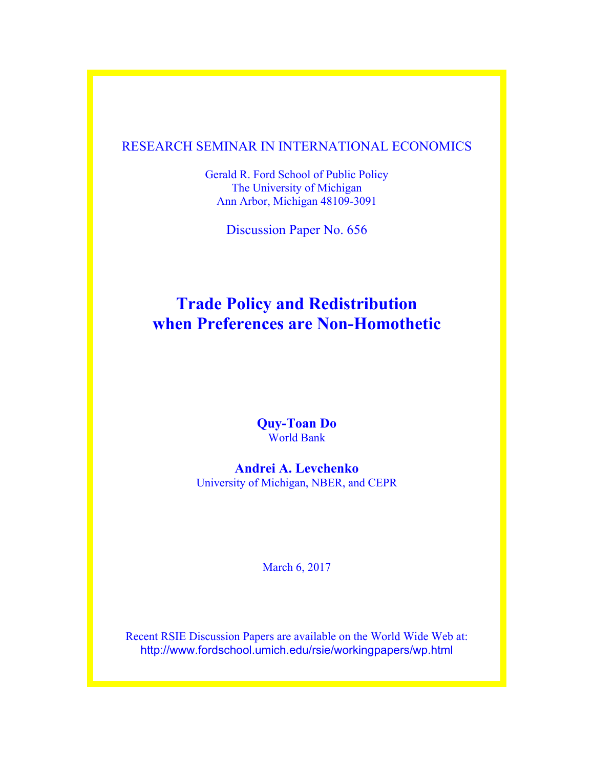RESEARCH SEMINAR IN INTERNATIONAL ECONOMICS

Gerald R. Ford School of Public Policy
The University of Michigan
Ann Arbor, Michigan 48109-3091

Discussion Paper No. 656

# Trade Policy and Redistribution when Preferences are Non-Homothetic

**Quy-Toan Do**
World Bank

**Andrei A. Levchenko**
University of Michigan, NBER, and CEPR

March 6, 2017

Recent RSIE Discussion Papers are available on the World Wide Web at:
http://www.fordschool.umich.edu/rsie/workingpapers/wp.html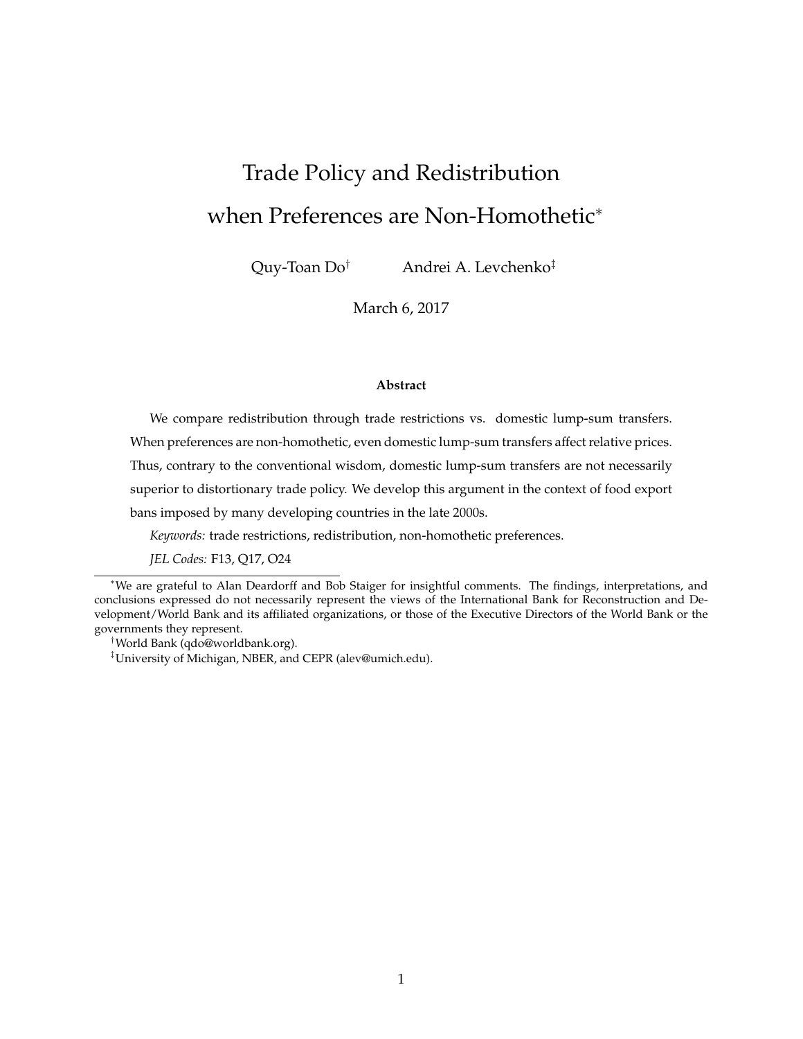# Trade Policy and Redistribution when Preferences are Non-Homothetic*

Quy-Toan Do[†] Andrei A. Levchenko[‡]

March 6, 2017

**Abstract**

We compare redistribution through trade restrictions vs. domestic lump-sum transfers. When preferences are non-homothetic, even domestic lump-sum transfers affect relative prices. Thus, contrary to the conventional wisdom, domestic lump-sum transfers are not necessarily superior to distortionary trade policy. We develop this argument in the context of food export bans imposed by many developing countries in the late 2000s.

*Keywords:* trade restrictions, redistribution, non-homothetic preferences.

*JEL Codes:* F13, Q17, O24

---

*We are grateful to Alan Deardorff and Bob Staiger for insightful comments. The findings, interpretations, and conclusions expressed do not necessarily represent the views of the International Bank for Reconstruction and Development/World Bank and its affiliated organizations, or those of the Executive Directors of the World Bank or the governments they represent.

[†]World Bank (qdo@worldbank.org).

[‡]University of Michigan, NBER, and CEPR (alev@umich.edu).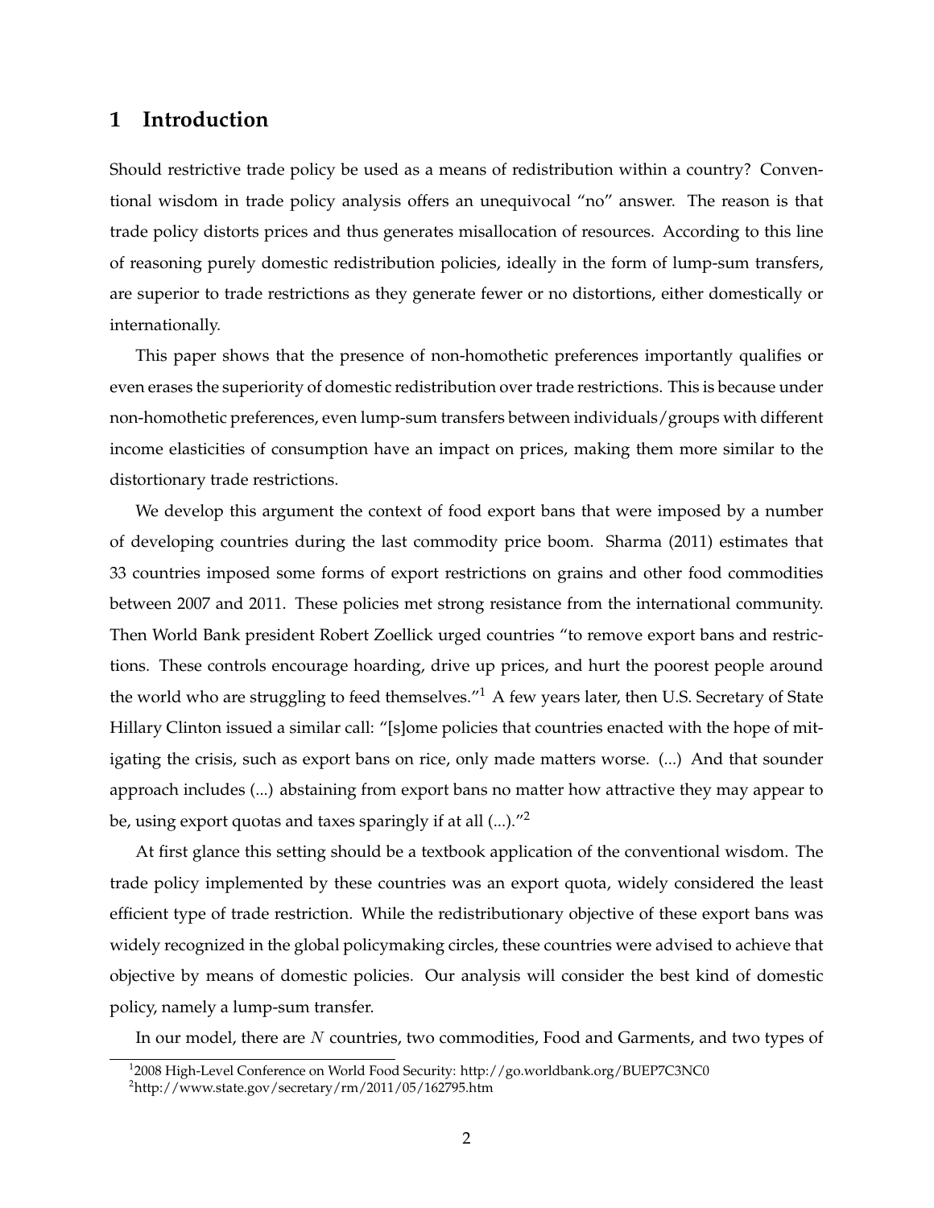## 1 Introduction

Should restrictive trade policy be used as a means of redistribution within a country? Conventional wisdom in trade policy analysis offers an unequivocal "no" answer. The reason is that trade policy distorts prices and thus generates misallocation of resources. According to this line of reasoning purely domestic redistribution policies, ideally in the form of lump-sum transfers, are superior to trade restrictions as they generate fewer or no distortions, either domestically or internationally.

This paper shows that the presence of non-homothetic preferences importantly qualifies or even erases the superiority of domestic redistribution over trade restrictions. This is because under non-homothetic preferences, even lump-sum transfers between individuals/groups with different income elasticities of consumption have an impact on prices, making them more similar to the distortionary trade restrictions.

We develop this argument the context of food export bans that were imposed by a number of developing countries during the last commodity price boom. Sharma (2011) estimates that 33 countries imposed some forms of export restrictions on grains and other food commodities between 2007 and 2011. These policies met strong resistance from the international community. Then World Bank president Robert Zoellick urged countries "to remove export bans and restrictions. These controls encourage hoarding, drive up prices, and hurt the poorest people around the world who are struggling to feed themselves."[1] A few years later, then U.S. Secretary of State Hillary Clinton issued a similar call: "[s]ome policies that countries enacted with the hope of mitigating the crisis, such as export bans on rice, only made matters worse. (...) And that sounder approach includes (...) abstaining from export bans no matter how attractive they may appear to be, using export quotas and taxes sparingly if at all (...)."[2]

At first glance this setting should be a textbook application of the conventional wisdom. The trade policy implemented by these countries was an export quota, widely considered the least efficient type of trade restriction. While the redistributionary objective of these export bans was widely recognized in the global policymaking circles, these countries were advised to achieve that objective by means of domestic policies. Our analysis will consider the best kind of domestic policy, namely a lump-sum transfer.

In our model, there are $N$ countries, two commodities, Food and Garments, and two types of

[1] 2008 High-Level Conference on World Food Security: http://go.worldbank.org/BUEP7C3NC0

[2] http://www.state.gov/secretary/rm/2011/05/162795.htm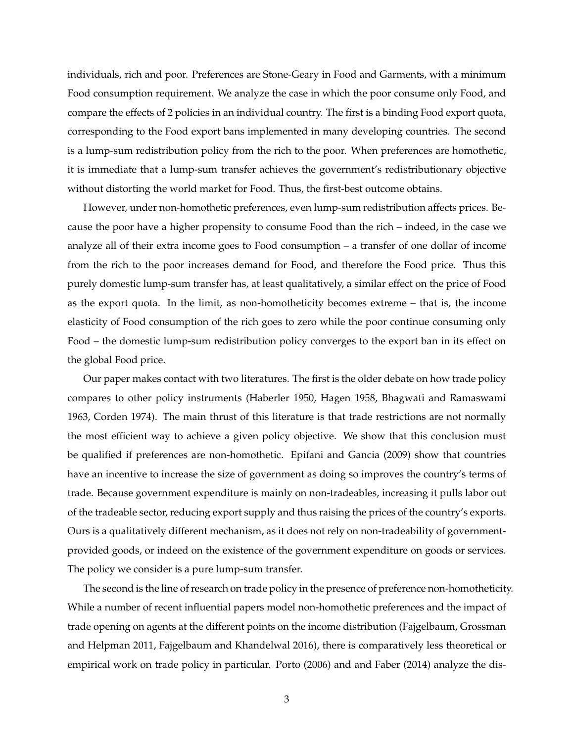individuals, rich and poor. Preferences are Stone-Geary in Food and Garments, with a minimum Food consumption requirement. We analyze the case in which the poor consume only Food, and compare the effects of 2 policies in an individual country. The first is a binding Food export quota, corresponding to the Food export bans implemented in many developing countries. The second is a lump-sum redistribution policy from the rich to the poor. When preferences are homothetic, it is immediate that a lump-sum transfer achieves the government's redistributionary objective without distorting the world market for Food. Thus, the first-best outcome obtains.

However, under non-homothetic preferences, even lump-sum redistribution affects prices. Because the poor have a higher propensity to consume Food than the rich – indeed, in the case we analyze all of their extra income goes to Food consumption – a transfer of one dollar of income from the rich to the poor increases demand for Food, and therefore the Food price. Thus this purely domestic lump-sum transfer has, at least qualitatively, a similar effect on the price of Food as the export quota. In the limit, as non-homotheticity becomes extreme – that is, the income elasticity of Food consumption of the rich goes to zero while the poor continue consuming only Food – the domestic lump-sum redistribution policy converges to the export ban in its effect on the global Food price.

Our paper makes contact with two literatures. The first is the older debate on how trade policy compares to other policy instruments (Haberler 1950, Hagen 1958, Bhagwati and Ramaswami 1963, Corden 1974). The main thrust of this literature is that trade restrictions are not normally the most efficient way to achieve a given policy objective. We show that this conclusion must be qualified if preferences are non-homothetic. Epifani and Gancia (2009) show that countries have an incentive to increase the size of government as doing so improves the country's terms of trade. Because government expenditure is mainly on non-tradeables, increasing it pulls labor out of the tradeable sector, reducing export supply and thus raising the prices of the country's exports. Ours is a qualitatively different mechanism, as it does not rely on non-tradeability of government-provided goods, or indeed on the existence of the government expenditure on goods or services. The policy we consider is a pure lump-sum transfer.

The second is the line of research on trade policy in the presence of preference non-homotheticity. While a number of recent influential papers model non-homothetic preferences and the impact of trade opening on agents at the different points on the income distribution (Fajgelbaum, Grossman and Helpman 2011, Fajgelbaum and Khandelwal 2016), there is comparatively less theoretical or empirical work on trade policy in particular. Porto (2006) and and Faber (2014) analyze the dis-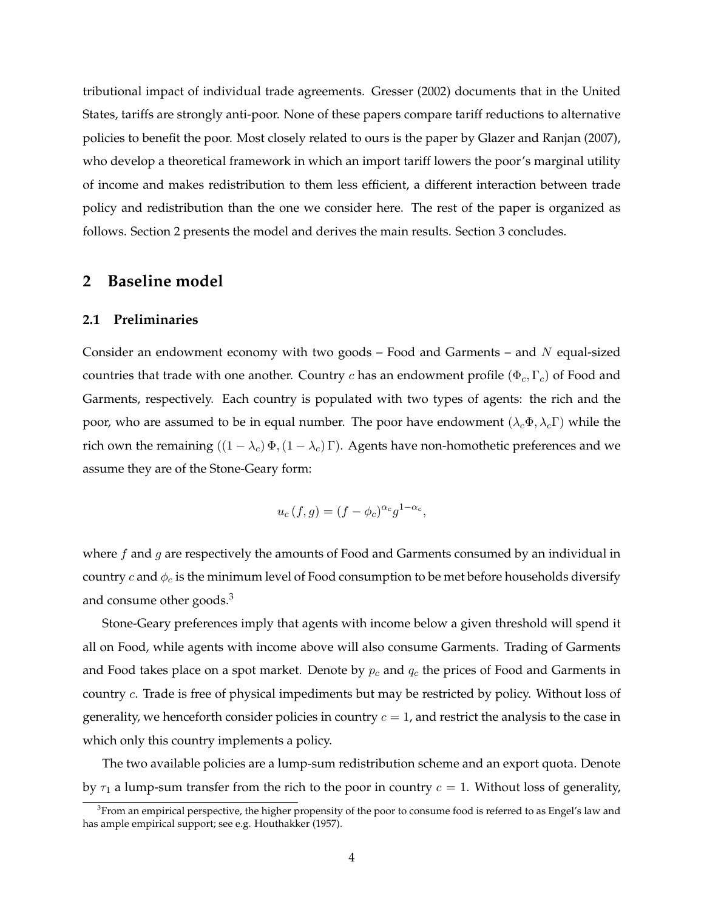tributional impact of individual trade agreements. Gresser (2002) documents that in the United States, tariffs are strongly anti-poor. None of these papers compare tariff reductions to alternative policies to benefit the poor. Most closely related to ours is the paper by Glazer and Ranjan (2007), who develop a theoretical framework in which an import tariff lowers the poor's marginal utility of income and makes redistribution to them less efficient, a different interaction between trade policy and redistribution than the one we consider here. The rest of the paper is organized as follows. Section 2 presents the model and derives the main results. Section 3 concludes.

## 2 Baseline model

### 2.1 Preliminaries

Consider an endowment economy with two goods – Food and Garments – and $N$ equal-sized countries that trade with one another. Country $c$ has an endowment profile $(\Phi_c, \Gamma_c)$ of Food and Garments, respectively. Each country is populated with two types of agents: the rich and the poor, who are assumed to be in equal number. The poor have endowment $(\lambda_c \Phi, \lambda_c \Gamma)$ while the rich own the remaining $((1 - \lambda_c)\Phi, (1 - \lambda_c)\Gamma)$. Agents have non-homothetic preferences and we assume they are of the Stone-Geary form:

$$u_c(f, g) = (f - \phi_c)^{\alpha_c} g^{1-\alpha_c},$$

where $f$ and $g$ are respectively the amounts of Food and Garments consumed by an individual in country $c$ and $\phi_c$ is the minimum level of Food consumption to be met before households diversify and consume other goods.[3]

Stone-Geary preferences imply that agents with income below a given threshold will spend it all on Food, while agents with income above will also consume Garments. Trading of Garments and Food takes place on a spot market. Denote by $p_c$ and $q_c$ the prices of Food and Garments in country $c$. Trade is free of physical impediments but may be restricted by policy. Without loss of generality, we henceforth consider policies in country $c = 1$, and restrict the analysis to the case in which only this country implements a policy.

The two available policies are a lump-sum redistribution scheme and an export quota. Denote by $\tau_1$ a lump-sum transfer from the rich to the poor in country $c = 1$. Without loss of generality,

[3] From an empirical perspective, the higher propensity of the poor to consume food is referred to as Engel's law and has ample empirical support; see e.g. Houthakker (1957).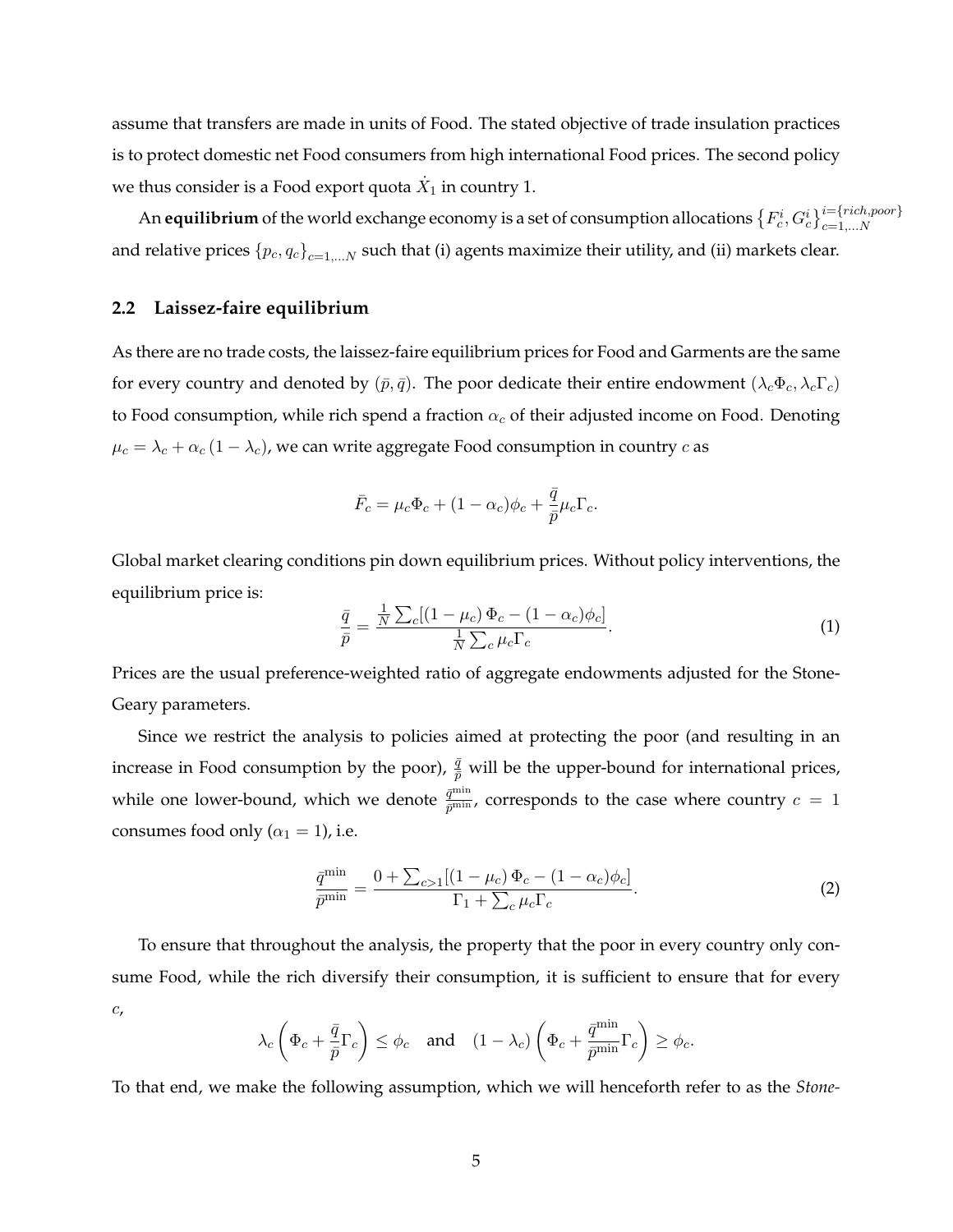assume that transfers are made in units of Food. The stated objective of trade insulation practices is to protect domestic net Food consumers from high international Food prices. The second policy we thus consider is a Food export quota $\dot{X}_1$ in country 1.

An **equilibrium** of the world exchange economy is a set of consumption allocations $\left\{F_c^i, G_c^i\right\}_{c=1,...N}^{i=\{rich,poor\}}$ and relative prices $\{p_c, q_c\}_{c=1,...N}$ such that (i) agents maximize their utility, and (ii) markets clear.

## 2.2 Laissez-faire equilibrium

As there are no trade costs, the laissez-faire equilibrium prices for Food and Garments are the same for every country and denoted by $(\bar{p}, \bar{q})$. The poor dedicate their entire endowment $(\lambda_c \Phi_c, \lambda_c \Gamma_c)$ to Food consumption, while rich spend a fraction $\alpha_c$ of their adjusted income on Food. Denoting $\mu_c = \lambda_c + \alpha_c (1 - \lambda_c)$, we can write aggregate Food consumption in country $c$ as

$$\bar{F}_c = \mu_c \Phi_c + (1 - \alpha_c)\phi_c + \frac{\bar{q}}{\bar{p}} \mu_c \Gamma_c.$$

Global market clearing conditions pin down equilibrium prices. Without policy interventions, the equilibrium price is:

$$\frac{\bar{q}}{\bar{p}} = \frac{\frac{1}{N}\sum_c [(1 - \mu_c)\Phi_c - (1 - \alpha_c)\phi_c]}{\frac{1}{N}\sum_c \mu_c \Gamma_c}. \tag{1}$$

Prices are the usual preference-weighted ratio of aggregate endowments adjusted for the Stone-Geary parameters.

Since we restrict the analysis to policies aimed at protecting the poor (and resulting in an increase in Food consumption by the poor), $\frac{\bar{q}}{\bar{p}}$ will be the upper-bound for international prices, while one lower-bound, which we denote $\frac{\bar{q}^{\min}}{\bar{p}^{\min}}$, corresponds to the case where country $c = 1$ consumes food only ($\alpha_1 = 1$), i.e.

$$\frac{\bar{q}^{\min}}{\bar{p}^{\min}} = \frac{0 + \sum_{c>1}[(1 - \mu_c)\Phi_c - (1 - \alpha_c)\phi_c]}{\Gamma_1 + \sum_c \mu_c \Gamma_c}. \tag{2}$$

To ensure that throughout the analysis, the property that the poor in every country only consume Food, while the rich diversify their consumption, it is sufficient to ensure that for every $c$,

$$\lambda_c \left(\Phi_c + \frac{\bar{q}}{\bar{p}}\Gamma_c\right) \leq \phi_c \quad \text{and} \quad (1 - \lambda_c)\left(\Phi_c + \frac{\bar{q}^{\min}}{\bar{p}^{\min}}\Gamma_c\right) \geq \phi_c.$$

To that end, we make the following assumption, which we will henceforth refer to as the *Stone-*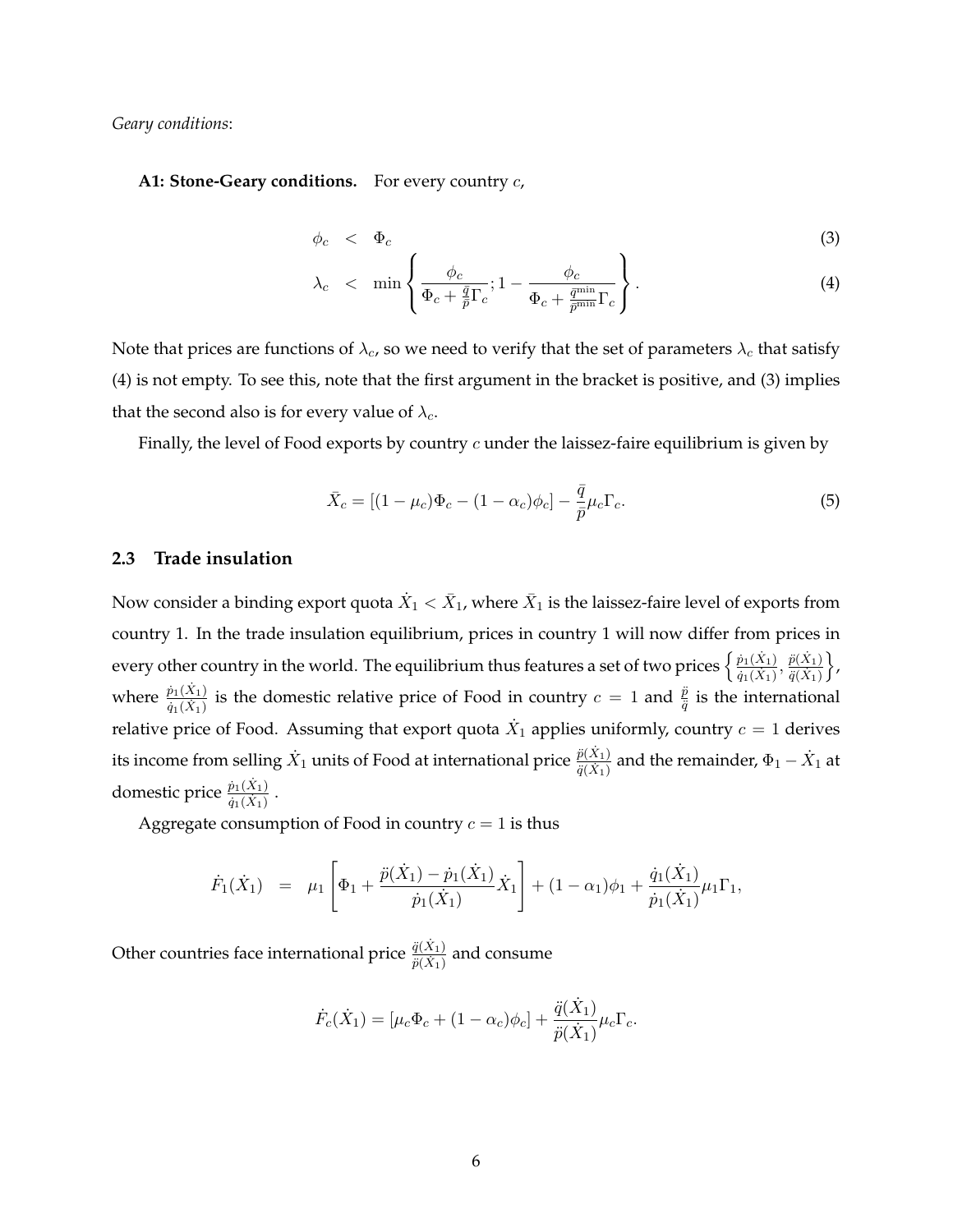*Geary conditions*:

**A1: Stone-Geary conditions.** For every country $c$,

$$
\begin{aligned}
\phi_c &< \Phi_c \qquad (3)\\
\lambda_c &< \min\left\{ \frac{\phi_c}{\Phi_c + \frac{\bar{q}}{\bar{p}}\Gamma_c}; 1 - \frac{\phi_c}{\Phi_c + \frac{\bar{q}^{\min}}{\bar{p}^{\min}}\Gamma_c} \right\}. \qquad (4)
\end{aligned}
$$

Note that prices are functions of $\lambda_c$, so we need to verify that the set of parameters $\lambda_c$ that satisfy (4) is not empty. To see this, note that the first argument in the bracket is positive, and (3) implies that the second also is for every value of $\lambda_c$.

Finally, the level of Food exports by country $c$ under the laissez-faire equilibrium is given by

$$
\bar{X}_c = [(1-\mu_c)\Phi_c - (1-\alpha_c)\phi_c] - \frac{\bar{q}}{\bar{p}}\mu_c\Gamma_c. \qquad (5)
$$

## 2.3 Trade insulation

Now consider a binding export quota $\dot{X}_1 < \bar{X}_1$, where $\bar{X}_1$ is the laissez-faire level of exports from country 1. In the trade insulation equilibrium, prices in country 1 will now differ from prices in every other country in the world. The equilibrium thus features a set of two prices $\left\{\frac{\dot{p}_1(\dot{X}_1)}{\dot{q}_1(\dot{X}_1)}, \frac{\ddot{p}(\dot{X}_1)}{\ddot{q}(\dot{X}_1)}\right\}$, where $\frac{\dot{p}_1(\dot{X}_1)}{\dot{q}_1(\dot{X}_1)}$ is the domestic relative price of Food in country $c = 1$ and $\frac{\ddot{p}}{\ddot{q}}$ is the international relative price of Food. Assuming that export quota $\dot{X}_1$ applies uniformly, country $c = 1$ derives its income from selling $\dot{X}_1$ units of Food at international price $\frac{\ddot{p}(\dot{X}_1)}{\ddot{q}(\dot{X}_1)}$ and the remainder, $\Phi_1 - \dot{X}_1$ at domestic price $\frac{\dot{p}_1(\dot{X}_1)}{\dot{q}_1(\dot{X}_1)}$.

Aggregate consumption of Food in country $c = 1$ is thus

$$
\dot{F}_1(\dot{X}_1) \;=\; \mu_1\left[\Phi_1 + \frac{\ddot{p}(\dot{X}_1) - \dot{p}_1(\dot{X}_1)}{\dot{p}_1(\dot{X}_1)}\dot{X}_1\right] + (1-\alpha_1)\phi_1 + \frac{\dot{q}_1(\dot{X}_1)}{\dot{p}_1(\dot{X}_1)}\mu_1\Gamma_1,
$$

Other countries face international price $\frac{\ddot{q}(\dot{X}_1)}{\ddot{p}(\dot{X}_1)}$ and consume

$$
\dot{F}_c(\dot{X}_1) = [\mu_c\Phi_c + (1-\alpha_c)\phi_c] + \frac{\ddot{q}(\dot{X}_1)}{\ddot{p}(\dot{X}_1)}\mu_c\Gamma_c.
$$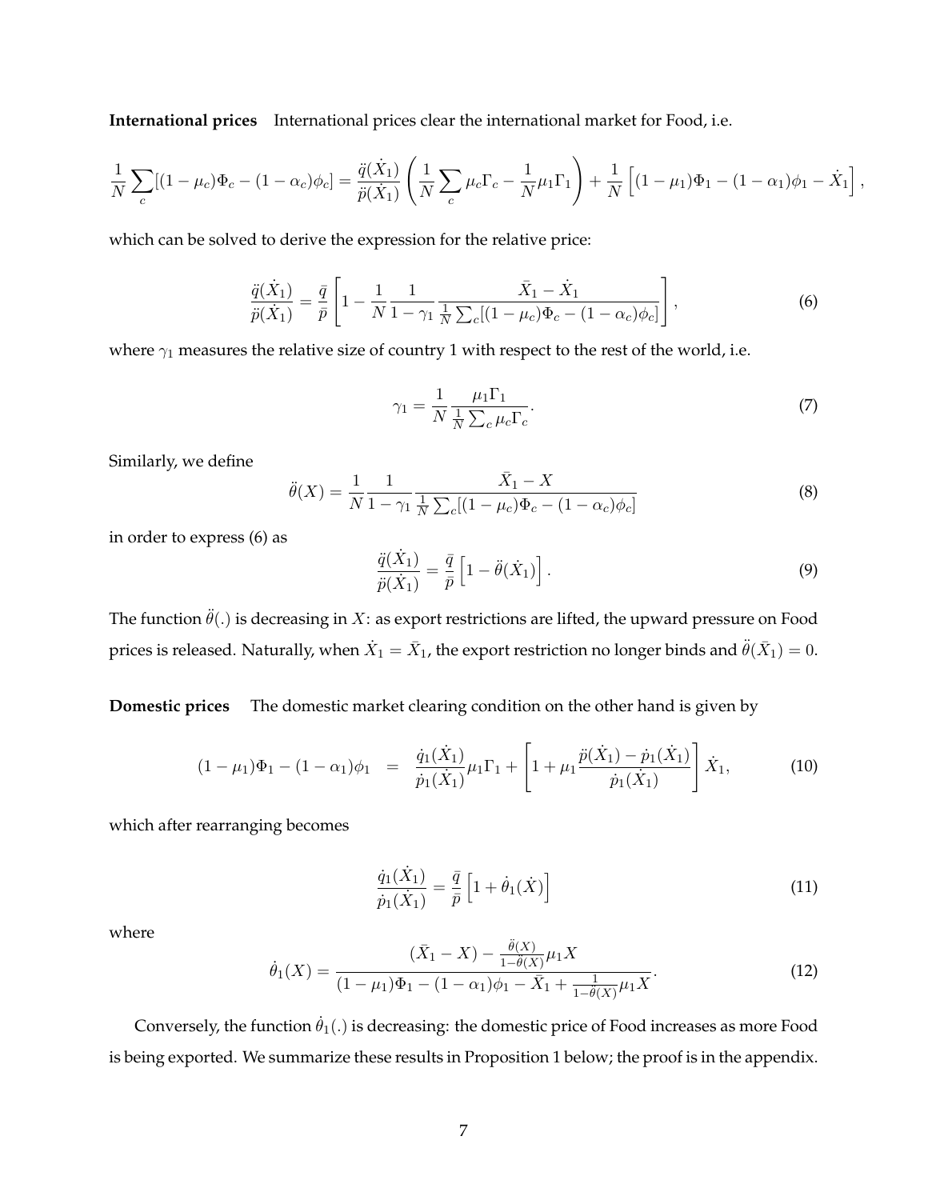**International prices** International prices clear the international market for Food, i.e.

$$\frac{1}{N}\sum_c [(1-\mu_c)\Phi_c - (1-\alpha_c)\phi_c] = \frac{\ddot{q}(\dot{X}_1)}{\ddot{p}(\dot{X}_1)}\left(\frac{1}{N}\sum_c \mu_c \Gamma_c - \frac{1}{N}\mu_1\Gamma_1\right) + \frac{1}{N}\left[(1-\mu_1)\Phi_1 - (1-\alpha_1)\phi_1 - \dot{X}_1\right],$$

which can be solved to derive the expression for the relative price:

$$\frac{\ddot{q}(\dot{X}_1)}{\ddot{p}(\dot{X}_1)} = \frac{\bar{q}}{\bar{p}}\left[1 - \frac{1}{N}\frac{1}{1-\gamma_1}\frac{\bar{X}_1 - \dot{X}_1}{\frac{1}{N}\sum_c[(1-\mu_c)\Phi_c - (1-\alpha_c)\phi_c]}\right], \tag{6}$$

where $\gamma_1$ measures the relative size of country 1 with respect to the rest of the world, i.e.

$$\gamma_1 = \frac{1}{N}\frac{\mu_1\Gamma_1}{\frac{1}{N}\sum_c \mu_c\Gamma_c}. \tag{7}$$

Similarly, we define

$$\ddot{\theta}(X) = \frac{1}{N}\frac{1}{1-\gamma_1}\frac{\bar{X}_1 - X}{\frac{1}{N}\sum_c[(1-\mu_c)\Phi_c - (1-\alpha_c)\phi_c]} \tag{8}$$

in order to express (6) as

$$\frac{\ddot{q}(\dot{X}_1)}{\ddot{p}(\dot{X}_1)} = \frac{\bar{q}}{\bar{p}}\left[1 - \ddot{\theta}(\dot{X}_1)\right]. \tag{9}$$

The function $\ddot{\theta}(.)$ is decreasing in $X$: as export restrictions are lifted, the upward pressure on Food prices is released. Naturally, when $\dot{X}_1 = \bar{X}_1$, the export restriction no longer binds and $\ddot{\theta}(\bar{X}_1) = 0$.

**Domestic prices** The domestic market clearing condition on the other hand is given by

$$(1-\mu_1)\Phi_1 - (1-\alpha_1)\phi_1 = \frac{\dot{q}_1(\dot{X}_1)}{\dot{p}_1(\dot{X}_1)}\mu_1\Gamma_1 + \left[1 + \mu_1\frac{\ddot{p}(\dot{X}_1) - \dot{p}_1(\dot{X}_1)}{\dot{p}_1(\dot{X}_1)}\right]\dot{X}_1, \tag{10}$$

which after rearranging becomes

$$\frac{\dot{q}_1(\dot{X}_1)}{\dot{p}_1(\dot{X}_1)} = \frac{\bar{q}}{\bar{p}}\left[1 + \dot{\theta}_1(\dot{X})\right] \tag{11}$$

where

$$\dot{\theta}_1(X) = \frac{(\bar{X}_1 - X) - \frac{\ddot{\theta}(X)}{1-\ddot{\theta}(X)}\mu_1 X}{(1-\mu_1)\Phi_1 - (1-\alpha_1)\phi_1 - \bar{X}_1 + \frac{1}{1-\ddot{\theta}(X)}\mu_1 X}. \tag{12}$$

Conversely, the function $\dot{\theta}_1(.)$ is decreasing: the domestic price of Food increases as more Food is being exported. We summarize these results in Proposition 1 below; the proof is in the appendix.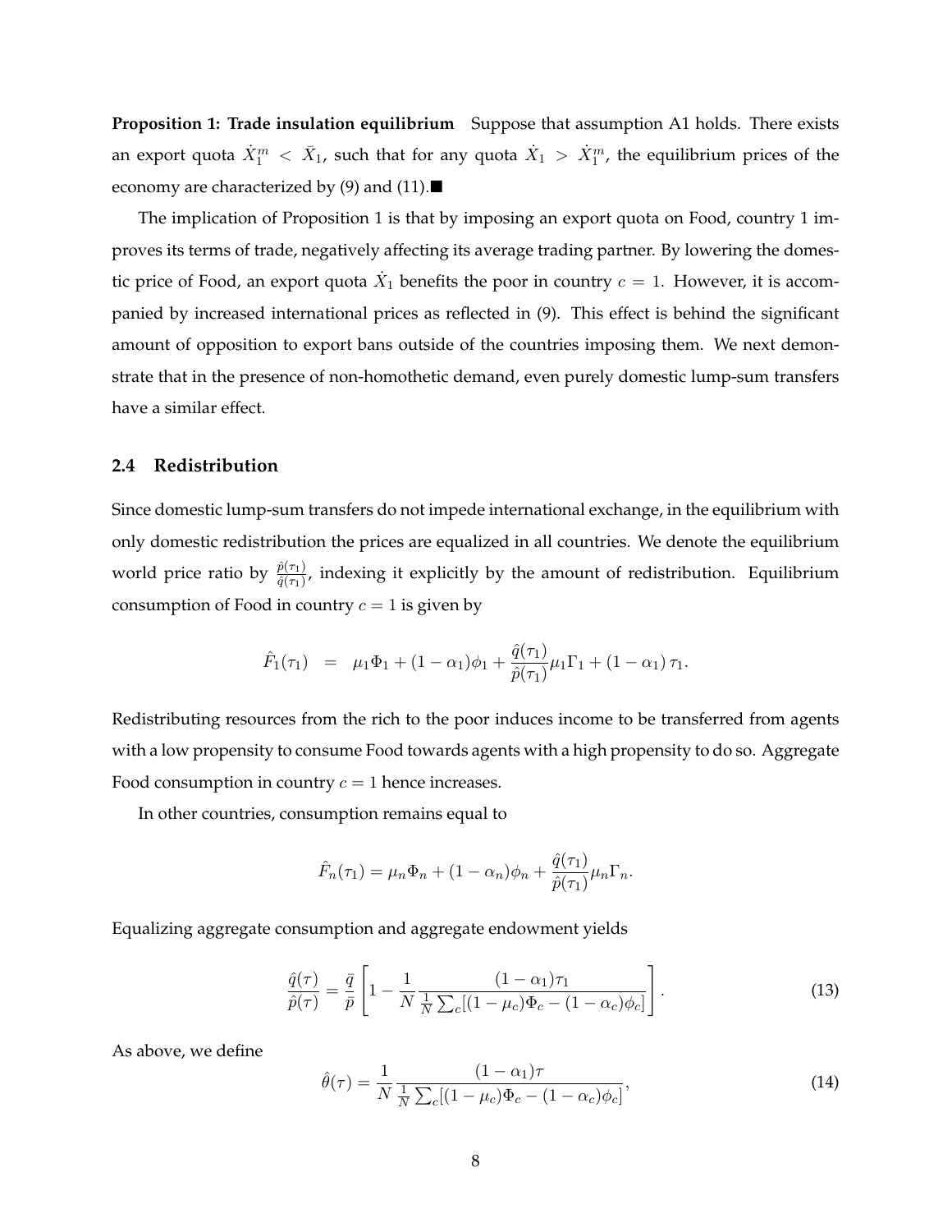**Proposition 1: Trade insulation equilibrium** Suppose that assumption A1 holds. There exists an export quota $\dot{X}_1^m < \bar{X}_1$, such that for any quota $\dot{X}_1 > \dot{X}_1^m$, the equilibrium prices of the economy are characterized by (9) and (11).■

The implication of Proposition 1 is that by imposing an export quota on Food, country 1 improves its terms of trade, negatively affecting its average trading partner. By lowering the domestic price of Food, an export quota $\dot{X}_1$ benefits the poor in country $c = 1$. However, it is accompanied by increased international prices as reflected in (9). This effect is behind the significant amount of opposition to export bans outside of the countries imposing them. We next demonstrate that in the presence of non-homothetic demand, even purely domestic lump-sum transfers have a similar effect.

### 2.4 Redistribution

Since domestic lump-sum transfers do not impede international exchange, in the equilibrium with only domestic redistribution the prices are equalized in all countries. We denote the equilibrium world price ratio by $\frac{\hat{p}(\tau_1)}{\hat{q}(\tau_1)}$, indexing it explicitly by the amount of redistribution. Equilibrium consumption of Food in country $c = 1$ is given by

$$\hat{F}_1(\tau_1) = \mu_1 \Phi_1 + (1 - \alpha_1)\phi_1 + \frac{\hat{q}(\tau_1)}{\hat{p}(\tau_1)} \mu_1 \Gamma_1 + (1 - \alpha_1)\,\tau_1.$$

Redistributing resources from the rich to the poor induces income to be transferred from agents with a low propensity to consume Food towards agents with a high propensity to do so. Aggregate Food consumption in country $c = 1$ hence increases.

In other countries, consumption remains equal to

$$\hat{F}_n(\tau_1) = \mu_n \Phi_n + (1 - \alpha_n)\phi_n + \frac{\hat{q}(\tau_1)}{\hat{p}(\tau_1)} \mu_n \Gamma_n.$$

Equalizing aggregate consumption and aggregate endowment yields

$$\frac{\hat{q}(\tau)}{\hat{p}(\tau)} = \frac{\bar{q}}{\bar{p}} \left[ 1 - \frac{1}{N} \frac{(1 - \alpha_1)\tau_1}{\frac{1}{N}\sum_c [(1 - \mu_c)\Phi_c - (1 - \alpha_c)\phi_c]} \right]. \tag{13}$$

As above, we define

$$\hat{\theta}(\tau) = \frac{1}{N} \frac{(1 - \alpha_1)\tau}{\frac{1}{N}\sum_c [(1 - \mu_c)\Phi_c - (1 - \alpha_c)\phi_c]}, \tag{14}$$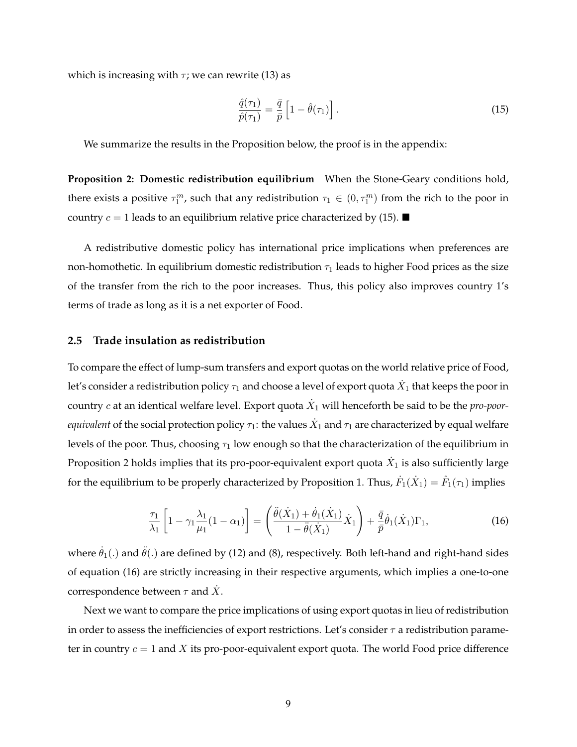which is increasing with $\tau$; we can rewrite (13) as

$$\frac{\hat{q}(\tau_1)}{\hat{p}(\tau_1)} = \frac{\bar{q}}{\bar{p}} \left[1 - \hat{\theta}(\tau_1)\right]. \tag{15}$$

We summarize the results in the Proposition below, the proof is in the appendix:

**Proposition 2: Domestic redistribution equilibrium** When the Stone-Geary conditions hold, there exists a positive $\tau_1^m$, such that any redistribution $\tau_1 \in (0, \tau_1^m)$ from the rich to the poor in country $c = 1$ leads to an equilibrium relative price characterized by (15). ■

A redistributive domestic policy has international price implications when preferences are non-homothetic. In equilibrium domestic redistribution $\tau_1$ leads to higher Food prices as the size of the transfer from the rich to the poor increases. Thus, this policy also improves country 1's terms of trade as long as it is a net exporter of Food.

### 2.5 Trade insulation as redistribution

To compare the effect of lump-sum transfers and export quotas on the world relative price of Food, let's consider a redistribution policy $\tau_1$ and choose a level of export quota $\dot{X}_1$ that keeps the poor in country $c$ at an identical welfare level. Export quota $\dot{X}_1$ will henceforth be said to be the *pro-poor-equivalent* of the social protection policy $\tau_1$: the values $\dot{X}_1$ and $\tau_1$ are characterized by equal welfare levels of the poor. Thus, choosing $\tau_1$ low enough so that the characterization of the equilibrium in Proposition 2 holds implies that its pro-poor-equivalent export quota $\dot{X}_1$ is also sufficiently large for the equilibrium to be properly characterized by Proposition 1. Thus, $\dot{F}_1(\dot{X}_1) = \hat{F}_1(\tau_1)$ implies

$$\frac{\tau_1}{\lambda_1}\left[1 - \gamma_1 \frac{\lambda_1}{\mu_1}(1 - \alpha_1)\right] = \left(\frac{\ddot{\theta}(\dot{X}_1) + \dot{\theta}_1(\dot{X}_1)}{1 - \ddot{\theta}(\dot{X}_1)}\dot{X}_1\right) + \frac{\bar{q}}{\bar{p}}\dot{\theta}_1(\dot{X}_1)\Gamma_1, \tag{16}$$

where $\dot{\theta}_1(.)$ and $\ddot{\theta}(.)$ are defined by (12) and (8), respectively. Both left-hand and right-hand sides of equation (16) are strictly increasing in their respective arguments, which implies a one-to-one correspondence between $\tau$ and $\dot{X}$.

Next we want to compare the price implications of using export quotas in lieu of redistribution in order to assess the inefficiencies of export restrictions. Let's consider $\tau$ a redistribution parameter in country $c = 1$ and $X$ its pro-poor-equivalent export quota. The world Food price difference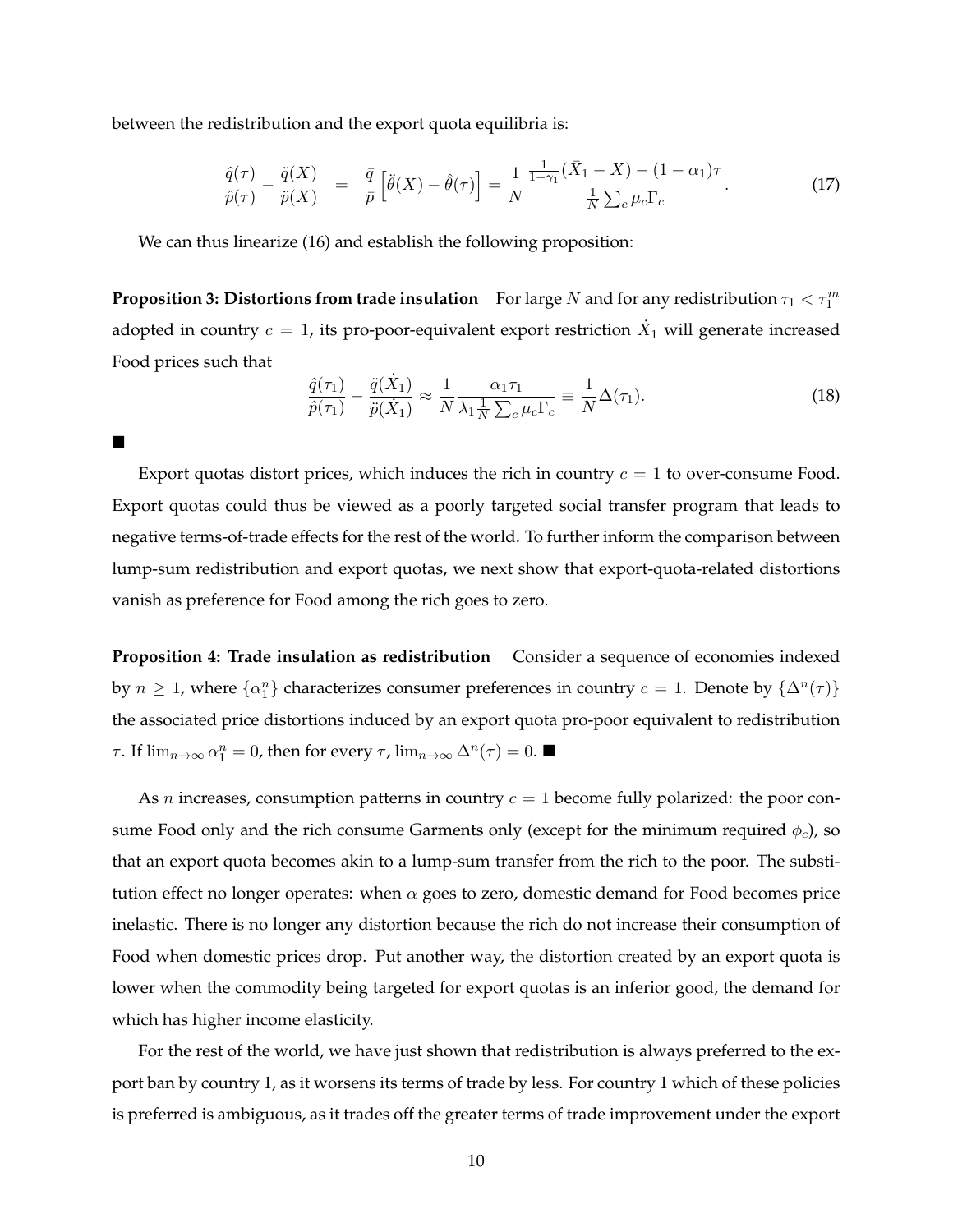between the redistribution and the export quota equilibria is:

$$\frac{\hat{q}(\tau)}{\hat{p}(\tau)} - \frac{\ddot{q}(X)}{\ddot{p}(X)} = \frac{\bar{q}}{\bar{p}}\left[\ddot{\theta}(X) - \hat{\theta}(\tau)\right] = \frac{1}{N}\frac{\frac{1}{1-\gamma_1}(\bar{X}_1 - X) - (1-\alpha_1)\tau}{\frac{1}{N}\sum_c \mu_c \Gamma_c}. \tag{17}$$

We can thus linearize (16) and establish the following proposition:

**Proposition 3: Distortions from trade insulation** For large $N$ and for any redistribution $\tau_1 < \tau_1^m$ adopted in country $c = 1$, its pro-poor-equivalent export restriction $\dot{X}_1$ will generate increased Food prices such that

$$\frac{\hat{q}(\tau_1)}{\hat{p}(\tau_1)} - \frac{\ddot{q}(\dot{X}_1)}{\ddot{p}(\dot{X}_1)} \approx \frac{1}{N}\frac{\alpha_1 \tau_1}{\lambda_1 \frac{1}{N}\sum_c \mu_c \Gamma_c} \equiv \frac{1}{N}\Delta(\tau_1). \tag{18}$$

■

Export quotas distort prices, which induces the rich in country $c = 1$ to over-consume Food. Export quotas could thus be viewed as a poorly targeted social transfer program that leads to negative terms-of-trade effects for the rest of the world. To further inform the comparison between lump-sum redistribution and export quotas, we next show that export-quota-related distortions vanish as preference for Food among the rich goes to zero.

**Proposition 4: Trade insulation as redistribution** Consider a sequence of economies indexed by $n \geq 1$, where $\{\alpha_1^n\}$ characterizes consumer preferences in country $c = 1$. Denote by $\{\Delta^n(\tau)\}$ the associated price distortions induced by an export quota pro-poor equivalent to redistribution $\tau$. If $\lim_{n\to\infty} \alpha_1^n = 0$, then for every $\tau$, $\lim_{n\to\infty} \Delta^n(\tau) = 0$. ■

As $n$ increases, consumption patterns in country $c = 1$ become fully polarized: the poor consume Food only and the rich consume Garments only (except for the minimum required $\phi_c$), so that an export quota becomes akin to a lump-sum transfer from the rich to the poor. The substitution effect no longer operates: when $\alpha$ goes to zero, domestic demand for Food becomes price inelastic. There is no longer any distortion because the rich do not increase their consumption of Food when domestic prices drop. Put another way, the distortion created by an export quota is lower when the commodity being targeted for export quotas is an inferior good, the demand for which has higher income elasticity.

For the rest of the world, we have just shown that redistribution is always preferred to the export ban by country 1, as it worsens its terms of trade by less. For country 1 which of these policies is preferred is ambiguous, as it trades off the greater terms of trade improvement under the export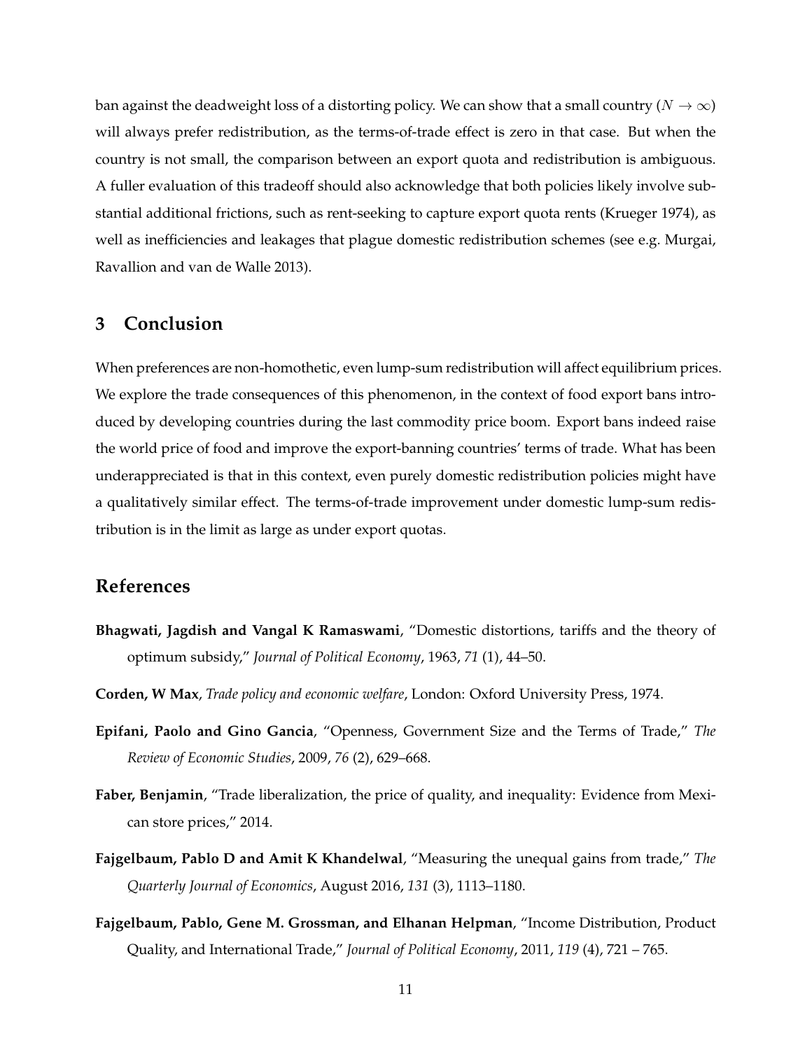ban against the deadweight loss of a distorting policy. We can show that a small country ($N \to \infty$) will always prefer redistribution, as the terms-of-trade effect is zero in that case. But when the country is not small, the comparison between an export quota and redistribution is ambiguous. A fuller evaluation of this tradeoff should also acknowledge that both policies likely involve substantial additional frictions, such as rent-seeking to capture export quota rents (Krueger 1974), as well as inefficiencies and leakages that plague domestic redistribution schemes (see e.g. Murgai, Ravallion and van de Walle 2013).

## 3 Conclusion

When preferences are non-homothetic, even lump-sum redistribution will affect equilibrium prices. We explore the trade consequences of this phenomenon, in the context of food export bans introduced by developing countries during the last commodity price boom. Export bans indeed raise the world price of food and improve the export-banning countries' terms of trade. What has been underappreciated is that in this context, even purely domestic redistribution policies might have a qualitatively similar effect. The terms-of-trade improvement under domestic lump-sum redistribution is in the limit as large as under export quotas.

## References

**Bhagwati, Jagdish and Vangal K Ramaswami**, "Domestic distortions, tariffs and the theory of optimum subsidy," *Journal of Political Economy*, 1963, *71* (1), 44–50.

**Corden, W Max**, *Trade policy and economic welfare*, London: Oxford University Press, 1974.

**Epifani, Paolo and Gino Gancia**, "Openness, Government Size and the Terms of Trade," *The Review of Economic Studies*, 2009, *76* (2), 629–668.

**Faber, Benjamin**, "Trade liberalization, the price of quality, and inequality: Evidence from Mexican store prices," 2014.

**Fajgelbaum, Pablo D and Amit K Khandelwal**, "Measuring the unequal gains from trade," *The Quarterly Journal of Economics*, August 2016, *131* (3), 1113–1180.

**Fajgelbaum, Pablo, Gene M. Grossman, and Elhanan Helpman**, "Income Distribution, Product Quality, and International Trade," *Journal of Political Economy*, 2011, *119* (4), 721 – 765.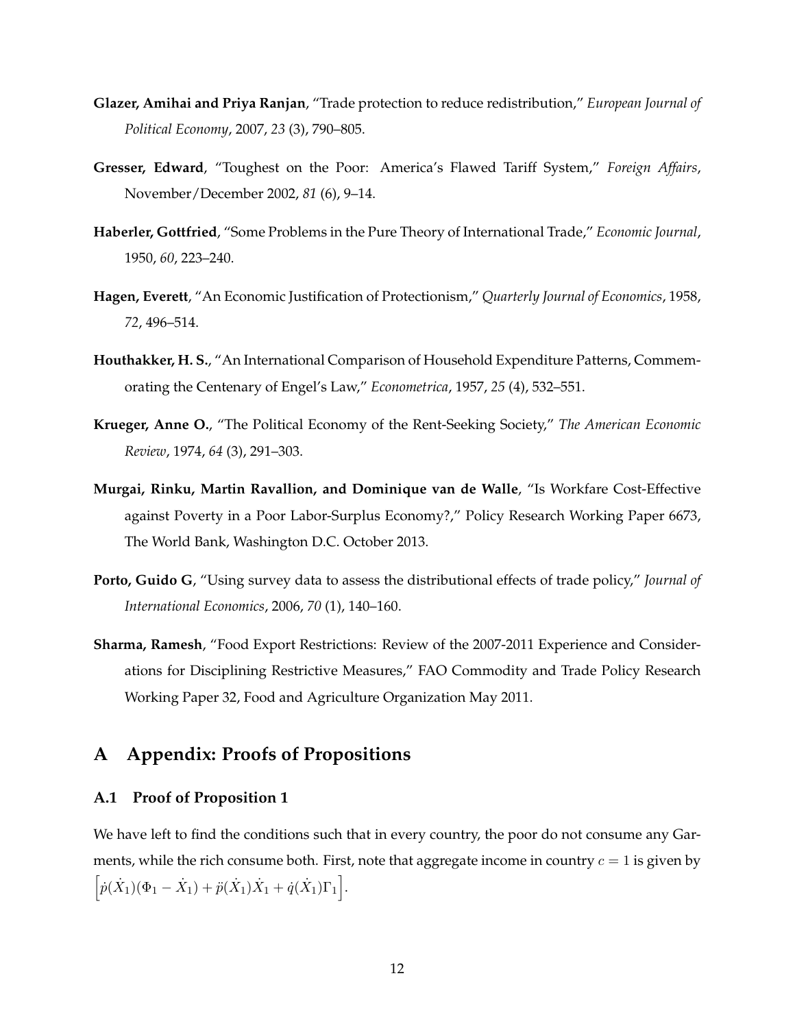**Glazer, Amihai and Priya Ranjan**, "Trade protection to reduce redistribution," *European Journal of Political Economy*, 2007, *23* (3), 790–805.

**Gresser, Edward**, "Toughest on the Poor: America's Flawed Tariff System," *Foreign Affairs*, November/December 2002, *81* (6), 9–14.

**Haberler, Gottfried**, "Some Problems in the Pure Theory of International Trade," *Economic Journal*, 1950, *60*, 223–240.

**Hagen, Everett**, "An Economic Justification of Protectionism," *Quarterly Journal of Economics*, 1958, *72*, 496–514.

**Houthakker, H. S.**, "An International Comparison of Household Expenditure Patterns, Commemorating the Centenary of Engel's Law," *Econometrica*, 1957, *25* (4), 532–551.

**Krueger, Anne O.**, "The Political Economy of the Rent-Seeking Society," *The American Economic Review*, 1974, *64* (3), 291–303.

**Murgai, Rinku, Martin Ravallion, and Dominique van de Walle**, "Is Workfare Cost-Effective against Poverty in a Poor Labor-Surplus Economy?," Policy Research Working Paper 6673, The World Bank, Washington D.C. October 2013.

**Porto, Guido G**, "Using survey data to assess the distributional effects of trade policy," *Journal of International Economics*, 2006, *70* (1), 140–160.

**Sharma, Ramesh**, "Food Export Restrictions: Review of the 2007-2011 Experience and Considerations for Disciplining Restrictive Measures," FAO Commodity and Trade Policy Research Working Paper 32, Food and Agriculture Organization May 2011.

# A Appendix: Proofs of Propositions

## A.1 Proof of Proposition 1

We have left to find the conditions such that in every country, the poor do not consume any Garments, while the rich consume both. First, note that aggregate income in country $c = 1$ is given by $\left[\dot{p}(\dot{X}_1)(\Phi_1 - \dot{X}_1) + \ddot{p}(\dot{X}_1)\dot{X}_1 + \dot{q}(\dot{X}_1)\Gamma_1\right]$.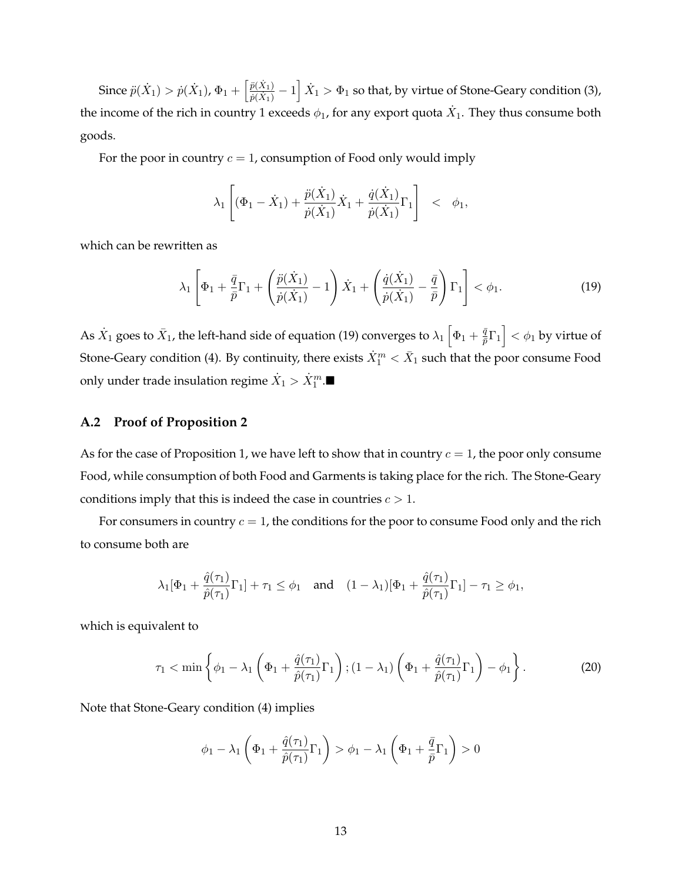Since $\ddot{p}(\dot{X}_1) > \dot{p}(\dot{X}_1)$, $\Phi_1 + \left[\frac{\ddot{p}(\dot{X}_1)}{\dot{p}(\dot{X}_1)} - 1\right]\dot{X}_1 > \Phi_1$ so that, by virtue of Stone-Geary condition (3), the income of the rich in country 1 exceeds $\phi_1$, for any export quota $\dot{X}_1$. They thus consume both goods.

For the poor in country $c = 1$, consumption of Food only would imply

$$
\lambda_1 \left[ (\Phi_1 - \dot{X}_1) + \frac{\ddot{p}(\dot{X}_1)}{\dot{p}(\dot{X}_1)}\dot{X}_1 + \frac{\dot{q}(\dot{X}_1)}{\dot{p}(\dot{X}_1)}\Gamma_1 \right] \quad < \quad \phi_1,
$$

which can be rewritten as

$$
\lambda_1 \left[ \Phi_1 + \frac{\bar{q}}{\bar{p}}\Gamma_1 + \left( \frac{\ddot{p}(\dot{X}_1)}{\dot{p}(\dot{X}_1)} - 1 \right)\dot{X}_1 + \left( \frac{\dot{q}(\dot{X}_1)}{\dot{p}(\dot{X}_1)} - \frac{\bar{q}}{\bar{p}} \right)\Gamma_1 \right] < \phi_1. \tag{19}
$$

As $\dot{X}_1$ goes to $\bar{X}_1$, the left-hand side of equation (19) converges to $\lambda_1 \left[\Phi_1 + \frac{\bar{q}}{\bar{p}}\Gamma_1\right] < \phi_1$ by virtue of Stone-Geary condition (4). By continuity, there exists $\dot{X}_1^m < \bar{X}_1$ such that the poor consume Food only under trade insulation regime $\dot{X}_1 > \dot{X}_1^m$.■

## A.2 Proof of Proposition 2

As for the case of Proposition 1, we have left to show that in country $c = 1$, the poor only consume Food, while consumption of both Food and Garments is taking place for the rich. The Stone-Geary conditions imply that this is indeed the case in countries $c > 1$.

For consumers in country $c = 1$, the conditions for the poor to consume Food only and the rich to consume both are

$$
\lambda_1[\Phi_1 + \frac{\hat{q}(\tau_1)}{\hat{p}(\tau_1)}\Gamma_1] + \tau_1 \leq \phi_1 \quad \text{and} \quad (1-\lambda_1)[\Phi_1 + \frac{\hat{q}(\tau_1)}{\hat{p}(\tau_1)}\Gamma_1] - \tau_1 \geq \phi_1,
$$

which is equivalent to

$$
\tau_1 < \min \left\{ \phi_1 - \lambda_1 \left( \Phi_1 + \frac{\hat{q}(\tau_1)}{\hat{p}(\tau_1)}\Gamma_1 \right); (1-\lambda_1)\left( \Phi_1 + \frac{\hat{q}(\tau_1)}{\hat{p}(\tau_1)}\Gamma_1 \right) - \phi_1 \right\}. \tag{20}
$$

Note that Stone-Geary condition (4) implies

$$
\phi_1 - \lambda_1 \left( \Phi_1 + \frac{\hat{q}(\tau_1)}{\hat{p}(\tau_1)}\Gamma_1 \right) > \phi_1 - \lambda_1 \left( \Phi_1 + \frac{\bar{q}}{\bar{p}}\Gamma_1 \right) > 0
$$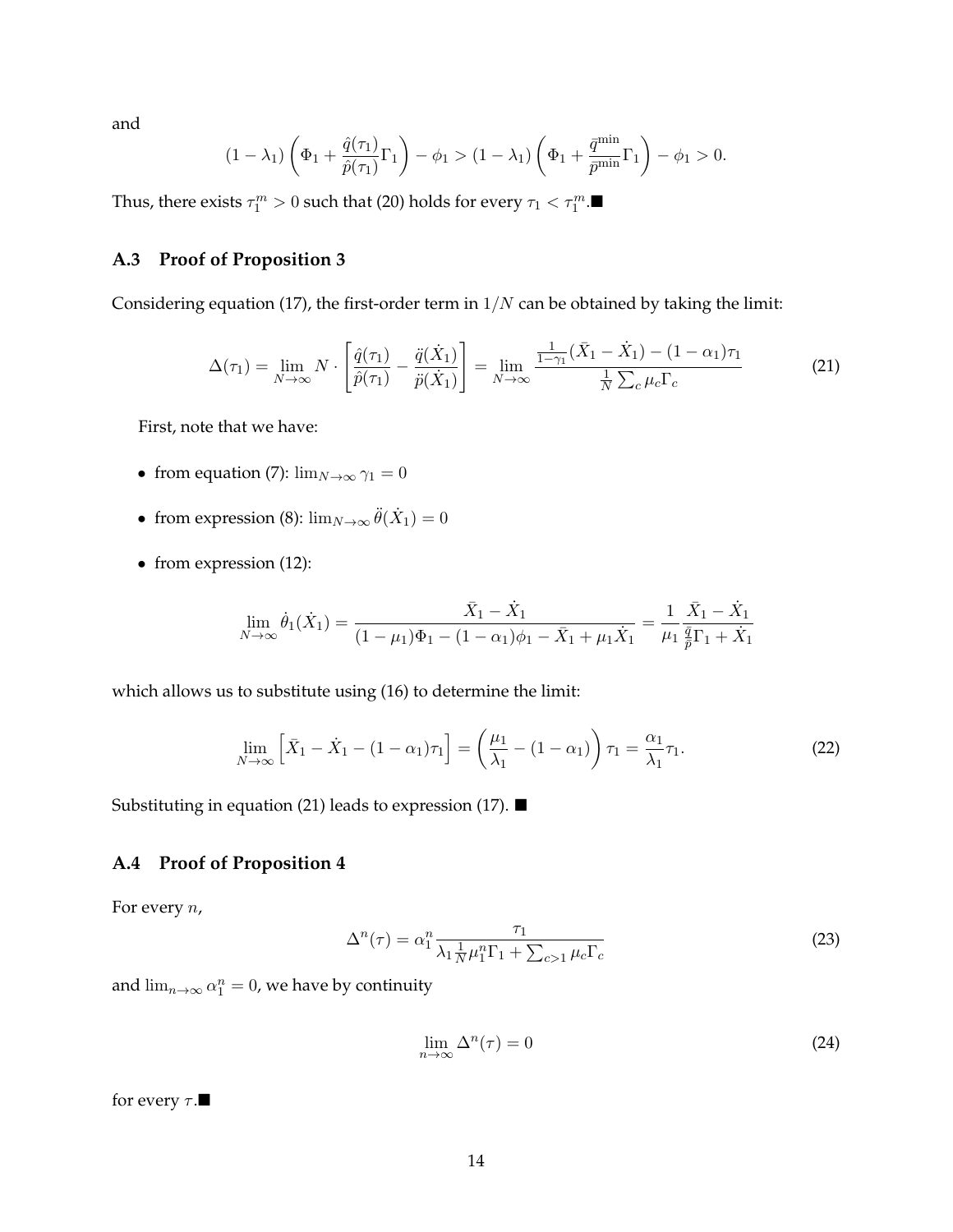and

$$(1-\lambda_1)\left(\Phi_1 + \frac{\hat{q}(\tau_1)}{\hat{p}(\tau_1)}\Gamma_1\right) - \phi_1 > (1-\lambda_1)\left(\Phi_1 + \frac{\bar{q}^{\min}}{\bar{p}^{\min}}\Gamma_1\right) - \phi_1 > 0.$$

Thus, there exists $\tau_1^m > 0$ such that (20) holds for every $\tau_1 < \tau_1^m$.■

### A.3 Proof of Proposition 3

Considering equation (17), the first-order term in $1/N$ can be obtained by taking the limit:

$$\Delta(\tau_1) = \lim_{N\to\infty} N \cdot \left[\frac{\hat{q}(\tau_1)}{\hat{p}(\tau_1)} - \frac{\ddot{q}(\dot{X}_1)}{\ddot{p}(\dot{X}_1)}\right] = \lim_{N\to\infty} \frac{\frac{1}{1-\gamma_1}(\bar{X}_1 - \dot{X}_1) - (1-\alpha_1)\tau_1}{\frac{1}{N}\sum_c \mu_c \Gamma_c} \tag{21}$$

First, note that we have:

- from equation (7): $\lim_{N\to\infty} \gamma_1 = 0$
- from expression (8): $\lim_{N\to\infty} \ddot{\theta}(\dot{X}_1) = 0$
- from expression (12):

$$\lim_{N\to\infty} \dot{\theta}_1(\dot{X}_1) = \frac{\bar{X}_1 - \dot{X}_1}{(1-\mu_1)\Phi_1 - (1-\alpha_1)\phi_1 - \bar{X}_1 + \mu_1 \dot{X}_1} = \frac{1}{\mu_1}\frac{\bar{X}_1 - \dot{X}_1}{\frac{\bar{q}}{\bar{p}}\Gamma_1 + \dot{X}_1}$$

which allows us to substitute using (16) to determine the limit:

$$\lim_{N\to\infty}\left[\bar{X}_1 - \dot{X}_1 - (1-\alpha_1)\tau_1\right] = \left(\frac{\mu_1}{\lambda_1} - (1-\alpha_1)\right)\tau_1 = \frac{\alpha_1}{\lambda_1}\tau_1. \tag{22}$$

Substituting in equation (21) leads to expression (17). ■

### A.4 Proof of Proposition 4

For every $n$,

$$\Delta^n(\tau) = \alpha_1^n \frac{\tau_1}{\lambda_1 \frac{1}{N}\mu_1^n \Gamma_1 + \sum_{c>1}\mu_c \Gamma_c} \tag{23}$$

and $\lim_{n\to\infty} \alpha_1^n = 0$, we have by continuity

$$\lim_{n\to\infty} \Delta^n(\tau) = 0 \tag{24}$$

for every $\tau$.■